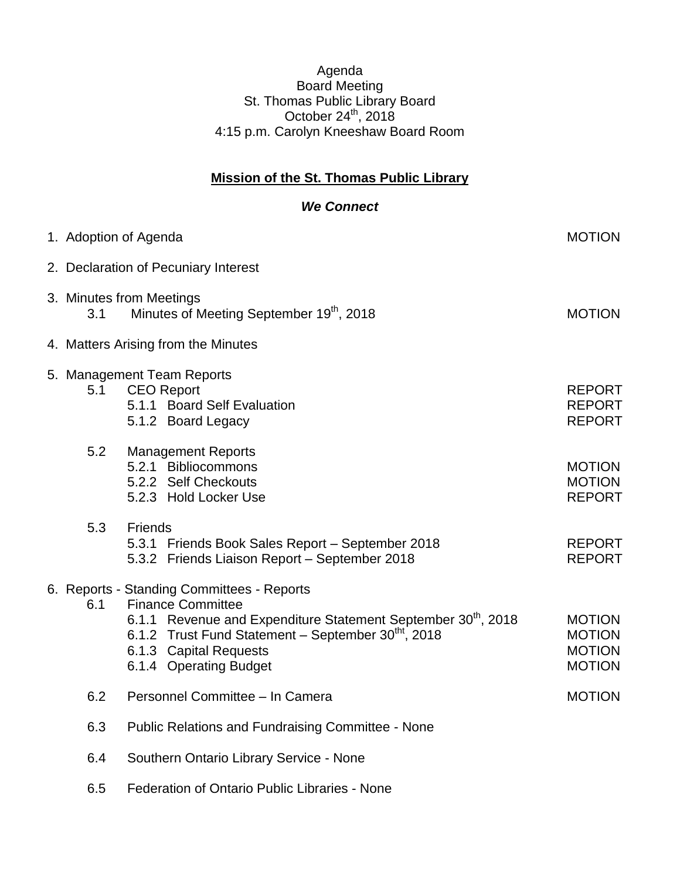Agenda
Board Meeting
St. Thomas Public Library Board
October 24th, 2018
4:15 p.m. Carolyn Kneeshaw Board Room

## Mission of the St. Thomas Public Library

***We Connect***

| | | |
|---|---|---|
| 1. Adoption of Agenda | | MOTION |
| 2. Declaration of Pecuniary Interest | | |
| 3. Minutes from Meetings | | |
| 3.1 | Minutes of Meeting September 19th, 2018 | MOTION |
| 4. Matters Arising from the Minutes | | |
| 5. Management Team Reports | | |
| 5.1 | CEO Report | REPORT |
| | 5.1.1 Board Self Evaluation | REPORT |
| | 5.1.2 Board Legacy | REPORT |
| 5.2 | Management Reports | |
| | 5.2.1 Bibliocommons | MOTION |
| | 5.2.2 Self Checkouts | MOTION |
| | 5.2.3 Hold Locker Use | REPORT |
| 5.3 | Friends | |
| | 5.3.1 Friends Book Sales Report – September 2018 | REPORT |
| | 5.3.2 Friends Liaison Report – September 2018 | REPORT |
| 6. Reports - Standing Committees - Reports | | |
| 6.1 | Finance Committee | |
| | 6.1.1 Revenue and Expenditure Statement September 30th, 2018 | MOTION |
| | 6.1.2 Trust Fund Statement – September 30tht, 2018 | MOTION |
| | 6.1.3 Capital Requests | MOTION |
| | 6.1.4 Operating Budget | MOTION |
| 6.2 | Personnel Committee – In Camera | MOTION |
| 6.3 | Public Relations and Fundraising Committee - None | |
| 6.4 | Southern Ontario Library Service - None | |
| 6.5 | Federation of Ontario Public Libraries - None | |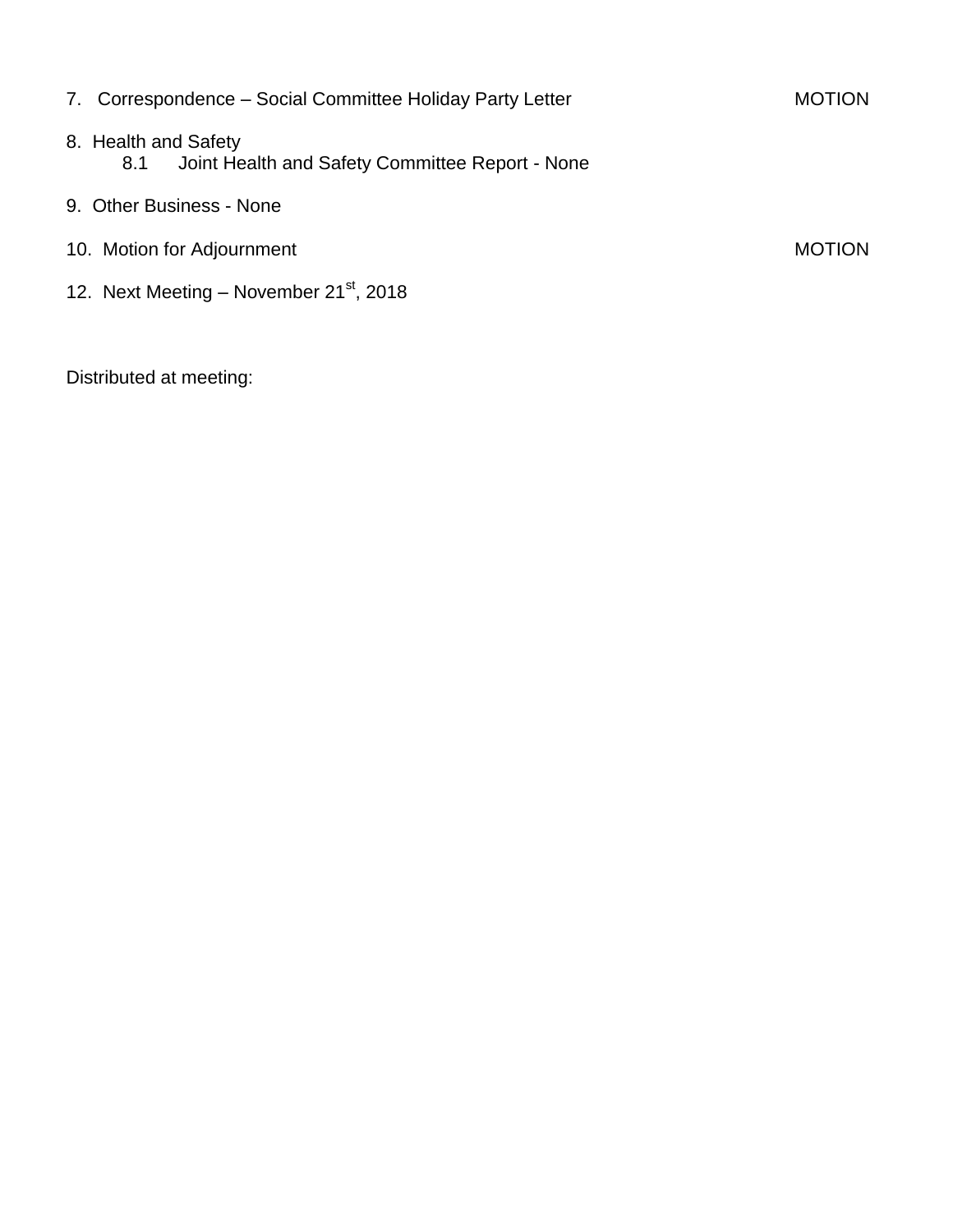7. Correspondence – Social Committee Holiday Party Letter MOTION

8. Health and Safety
   - 8.1 Joint Health and Safety Committee Report - None

9. Other Business - None

10. Motion for Adjournment MOTION

12. Next Meeting – November 21st, 2018

Distributed at meeting: